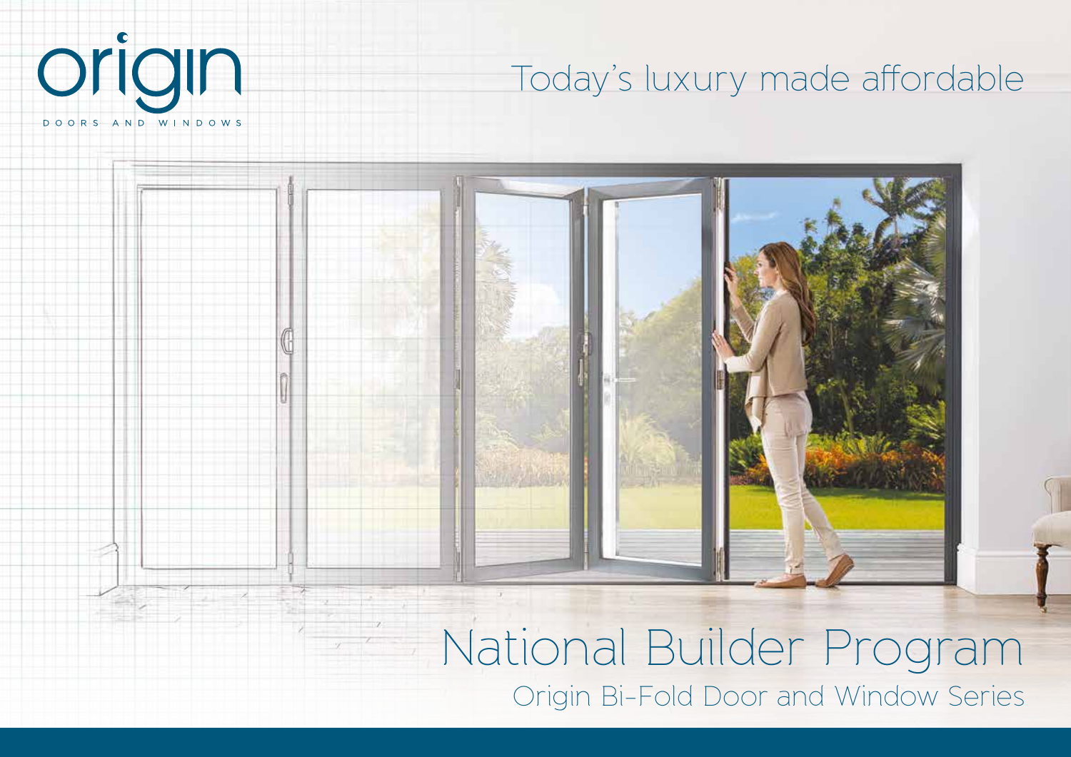origin

DOORS AND WINDOWS

Today's luxury made affordable

# National Builder Program

## Origin Bi-Fold Door and Window Series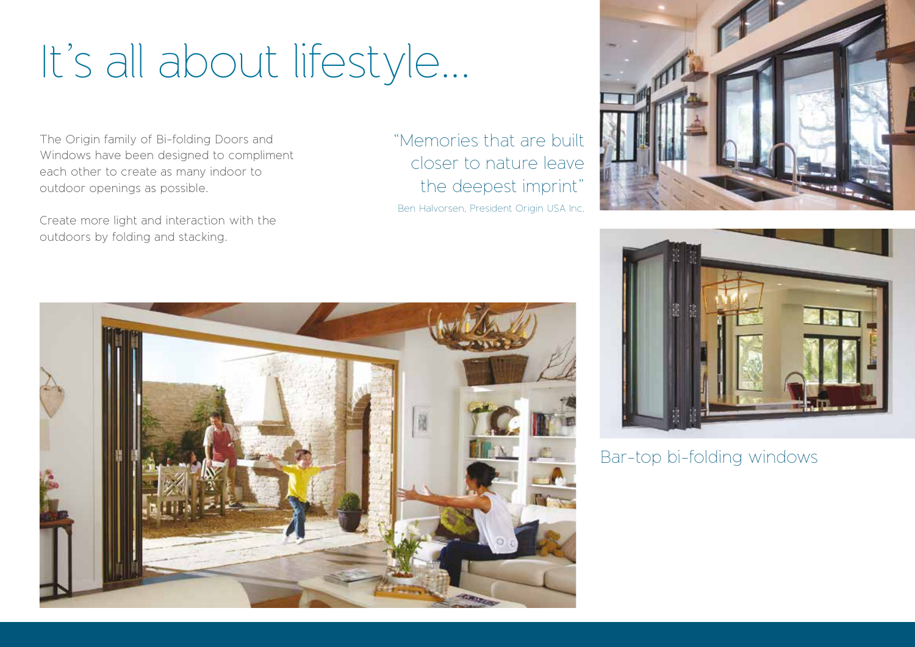# It's all about lifestyle...

The Origin family of Bi-folding Doors and Windows have been designed to compliment each other to create as many indoor to outdoor openings as possible.

Create more light and interaction with the outdoors by folding and stacking.

> "Memories that are built closer to nature leave the deepest imprint"
>
> Ben Halvorsen, President Origin USA Inc.

Bar-top bi-folding windows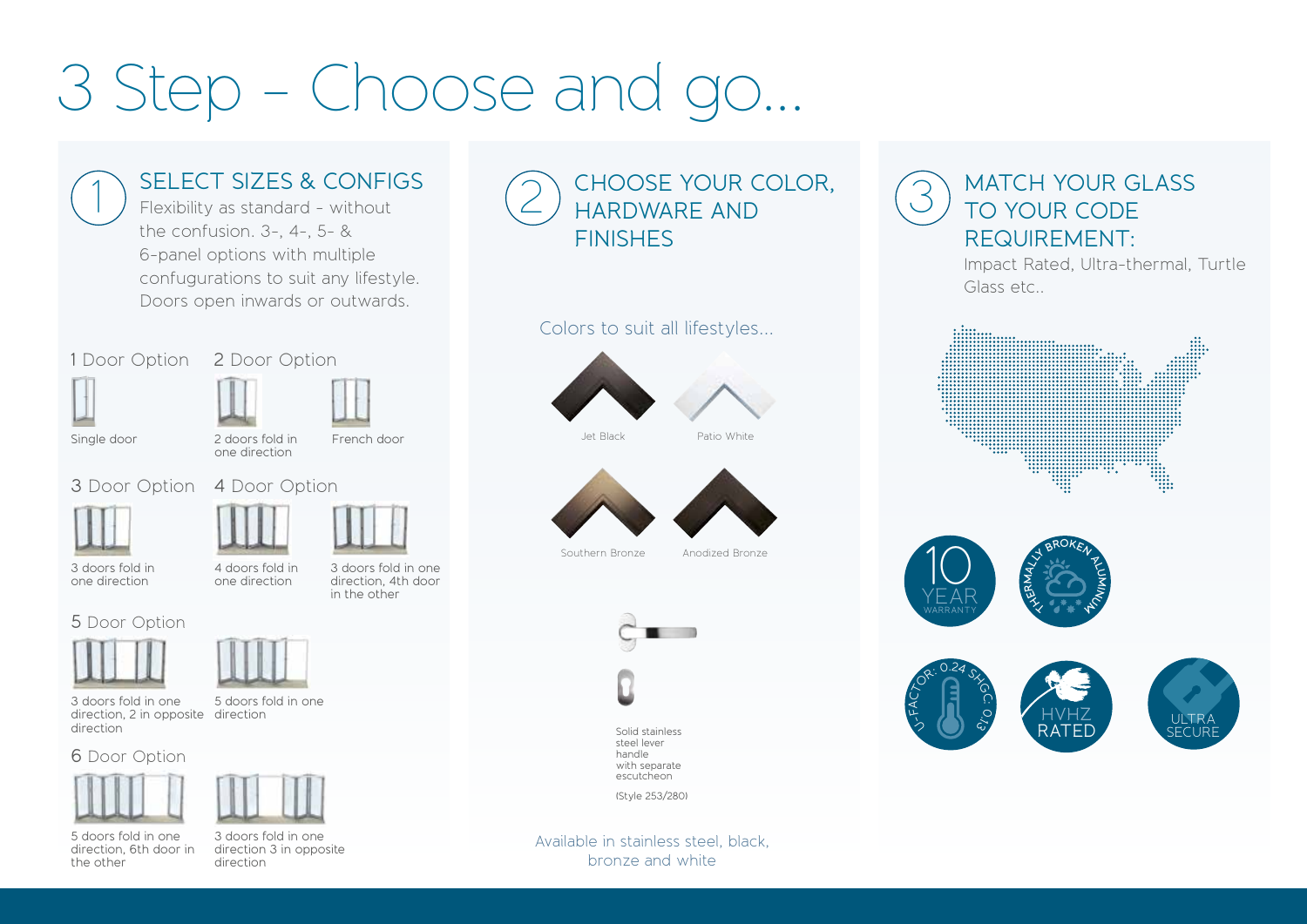# 3 Step – Choose and go...

## 1 SELECT SIZES & CONFIGS

Flexibility as standard - without the confusion. 3-, 4-, 5- & 6-panel options with multiple confugurations to suit any lifestyle. Doors open inwards or outwards.

### 1 Door Option

Single door

### 2 Door Option

2 doors fold in one direction

French door

### 3 Door Option

3 doors fold in one direction

### 4 Door Option

4 doors fold in one direction

3 doors fold in one direction, 4th door in the other

### 5 Door Option

3 doors fold in one direction, 2 in opposite direction

5 doors fold in one direction

### 6 Door Option

5 doors fold in one direction, 6th door in the other

3 doors fold in one direction 3 in opposite direction

## 2 CHOOSE YOUR COLOR, HARDWARE AND FINISHES

Colors to suit all lifestyles...

Jet Black

Patio White

Southern Bronze

Anodized Bronze

Solid stainless steel lever handle with separate escutcheon

(Style 253/280)

Available in stainless steel, black, bronze and white

## 3 MATCH YOUR GLASS TO YOUR CODE REQUIREMENT:

Impact Rated, Ultra-thermal, Turtle Glass etc..

10 YEAR WARRANTY

THERMALLY BROKEN ALUMINUM

U-FACTOR: 0.24 SHGC: 0.13

HVHZ RATED

ULTRA SECURE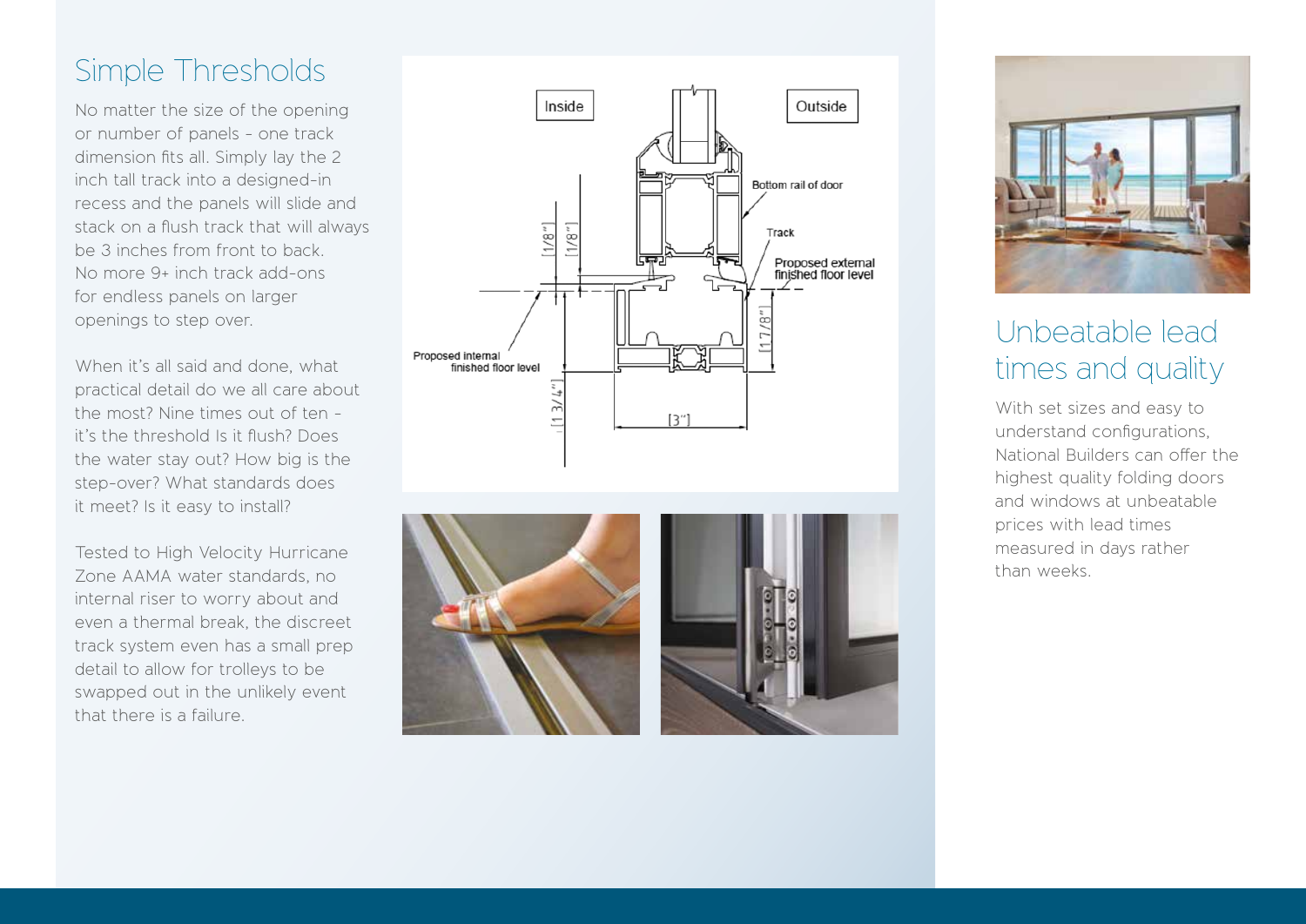## Simple Thresholds

No matter the size of the opening or number of panels - one track dimension fits all. Simply lay the 2 inch tall track into a designed-in recess and the panels will slide and stack on a flush track that will always be 3 inches from front to back. No more 9+ inch track add-ons for endless panels on larger openings to step over.

When it's all said and done, what practical detail do we all care about the most? Nine times out of ten - it's the threshold Is it flush? Does the water stay out? How big is the step-over? What standards does it meet? Is it easy to install?

Tested to High Velocity Hurricane Zone AAMA water standards, no internal riser to worry about and even a thermal break, the discreet track system even has a small prep detail to allow for trolleys to be swapped out in the unlikely event that there is a failure.

Inside

Outside

Bottom rail of door

Track

Proposed external finished floor level

Proposed internal finished floor level

[1/8"]

[1/8"]

[1 7/8"]

[1 3/4"]

[3"]

## Unbeatable lead times and quality

With set sizes and easy to understand configurations, National Builders can offer the highest quality folding doors and windows at unbeatable prices with lead times measured in days rather than weeks.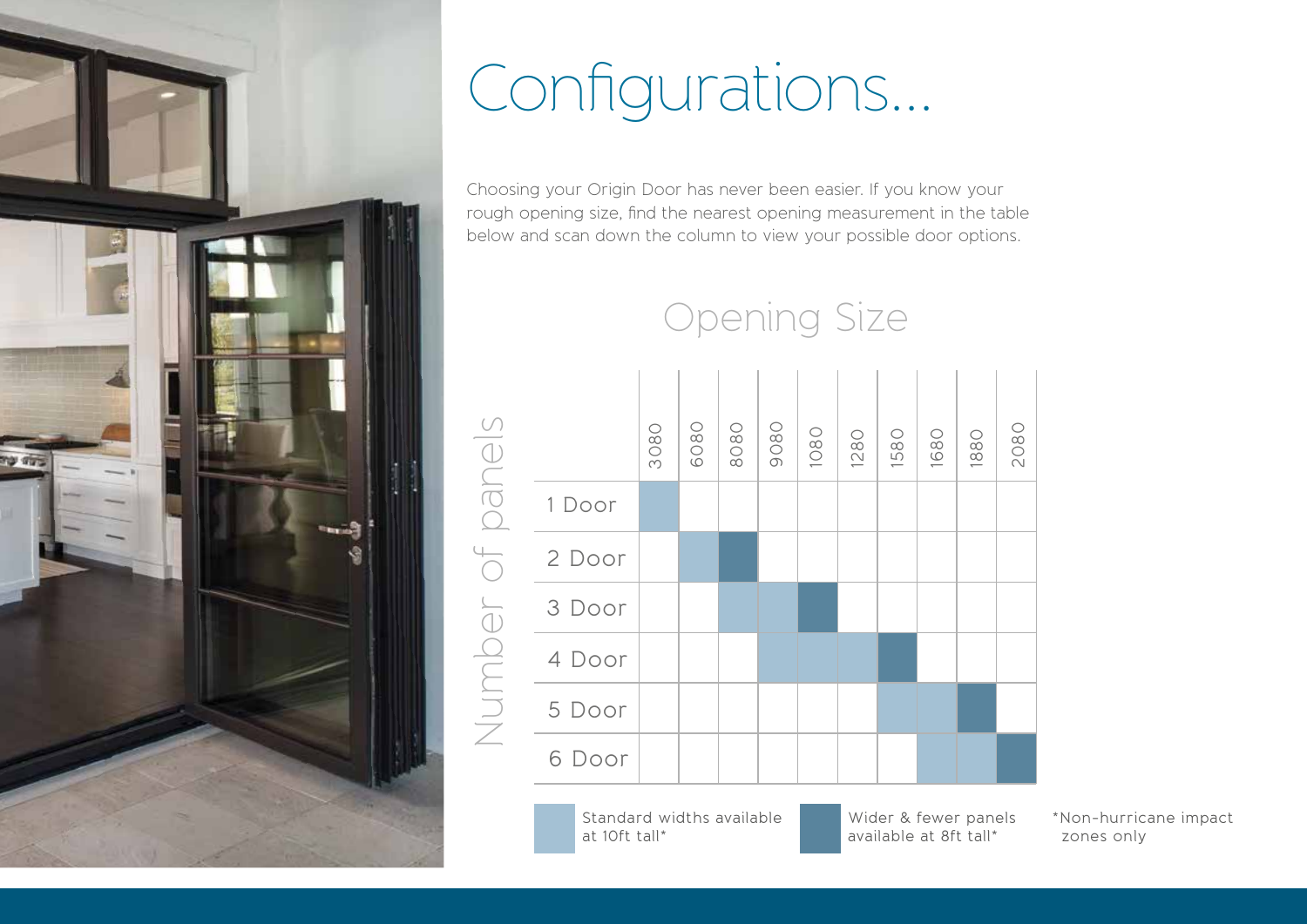# Configurations...

Choosing your Origin Door has never been easier. If you know your rough opening size, find the nearest opening measurement in the table below and scan down the column to view your possible door options.

## Opening Size

| Number of panels | 3080 | 6080 | 8080 | 9080 | 1080 | 1280 | 1580 | 1680 | 1880 | 2080 |
|---|---|---|---|---|---|---|---|---|---|---|
| 1 Door | Standard | | | | | | | | | |
| 2 Door | | Standard | Wider | | | | | | | |
| 3 Door | | | Standard | Standard | Wider | | | | | |
| 4 Door | | | | Standard | Standard | Standard | Wider | | | |
| 5 Door | | | | | | | Standard | Standard | Wider | |
| 6 Door | | | | | | | | Standard | Standard | Wider |

Standard = Standard widths available at 10ft tall*

Wider = Wider & fewer panels available at 8ft tall*

*Non-hurricane impact zones only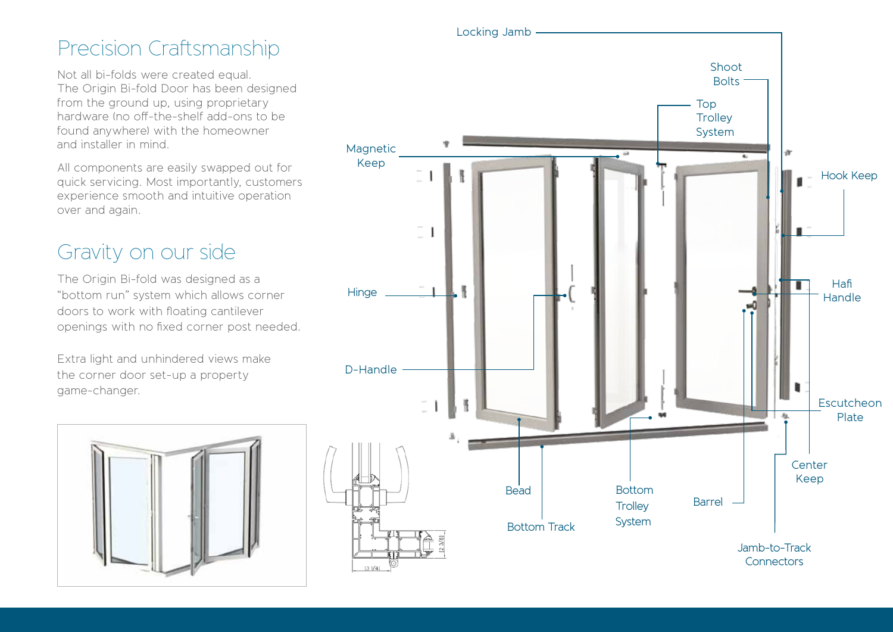# Precision Craftsmanship

Not all bi-folds were created equal.
The Origin Bi-fold Door has been designed from the ground up, using proprietary hardware (no off-the-shelf add-ons to be found anywhere) with the homeowner and installer in mind.

All components are easily swapped out for quick servicing. Most importantly, customers experience smooth and intuitive operation over and again.

# Gravity on our side

The Origin Bi-fold was designed as a "bottom run" system which allows corner doors to work with floating cantilever openings with no fixed corner post needed.

Extra light and unhindered views make the corner door set-up a property game-changer.

Locking Jamb

Shoot Bolts

Top Trolley System

Magnetic Keep

Hook Keep

Hinge

Hafi Handle

D-Handle

Escutcheon Plate

Center Keep

Bead

Bottom Track

Bottom Trolley System

Barrel

Jamb-to-Track Connectors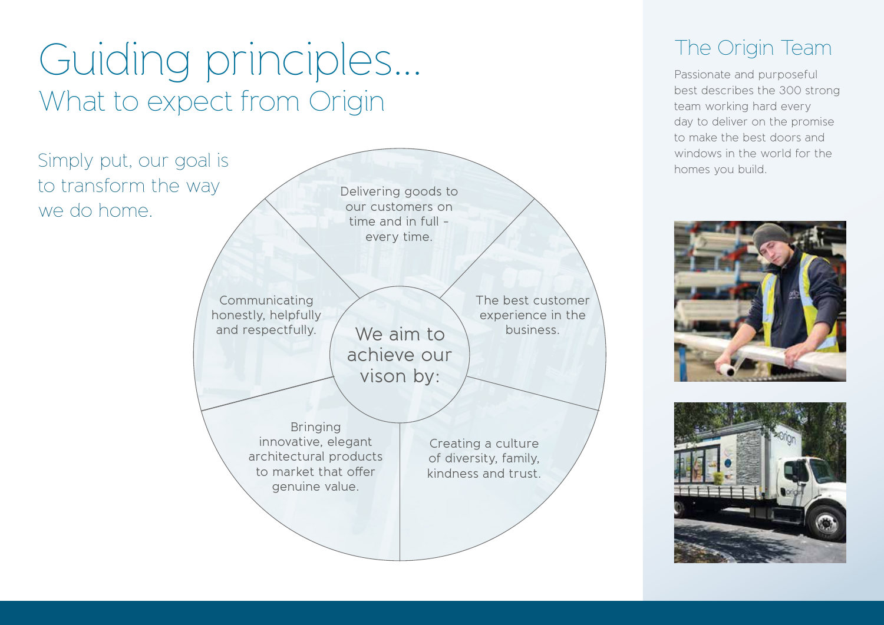# Guiding principles...

## What to expect from Origin

Simply put, our goal is to transform the way we do home.

We aim to achieve our vison by:

- Delivering goods to our customers on time and in full – every time.
- The best customer experience in the business.
- Creating a culture of diversity, family, kindness and trust.
- Bringing innovative, elegant architectural products to market that offer genuine value.
- Communicating honestly, helpfully and respectfully.

## The Origin Team

Passionate and purposeful best describes the 300 strong team working hard every day to deliver on the promise to make the best doors and windows in the world for the homes you build.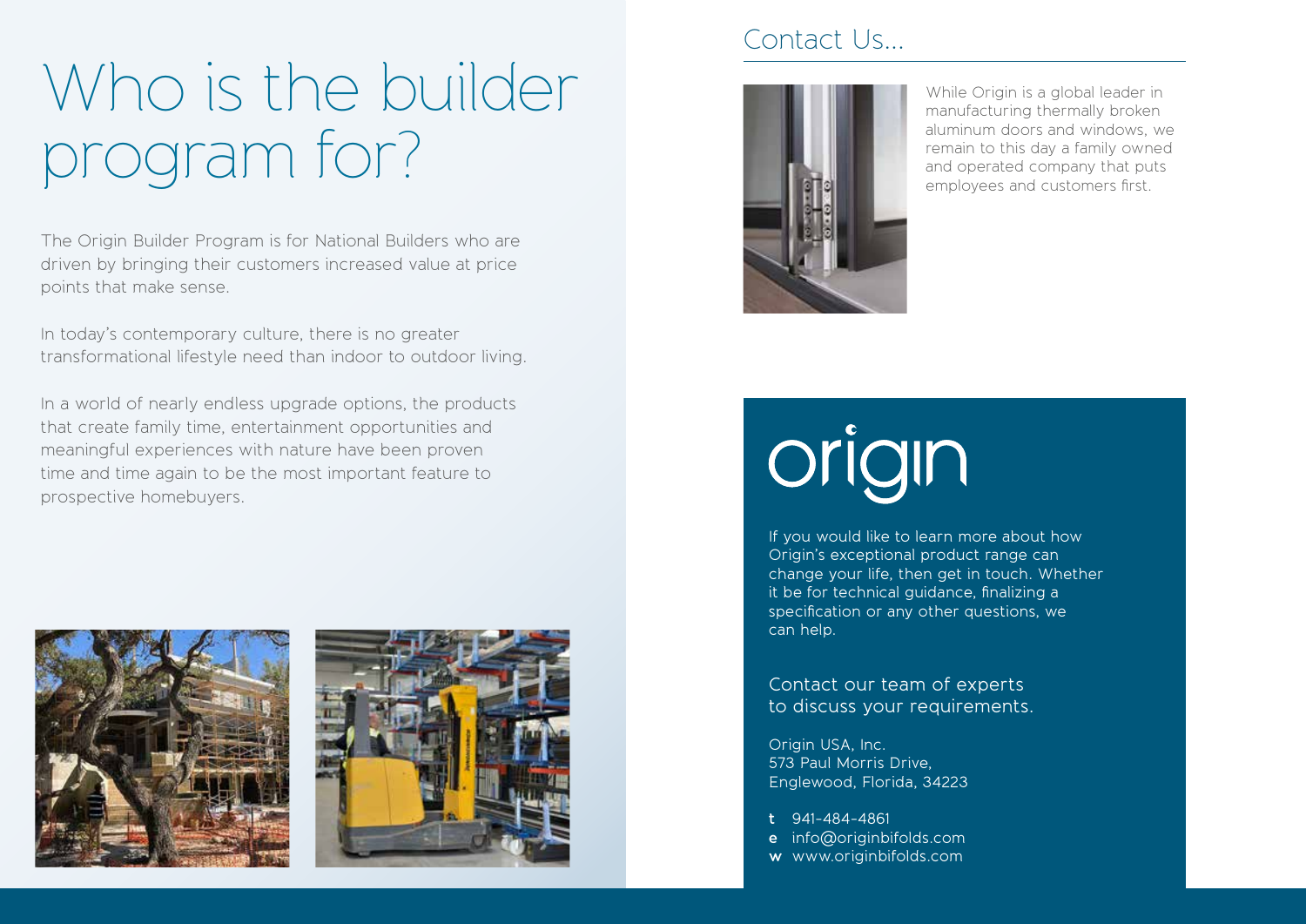# Who is the builder program for?

The Origin Builder Program is for National Builders who are driven by bringing their customers increased value at price points that make sense.

In today's contemporary culture, there is no greater transformational lifestyle need than indoor to outdoor living.

In a world of nearly endless upgrade options, the products that create family time, entertainment opportunities and meaningful experiences with nature have been proven time and time again to be the most important feature to prospective homebuyers.

## Contact Us...

While Origin is a global leader in manufacturing thermally broken aluminum doors and windows, we remain to this day a family owned and operated company that puts employees and customers first.

origin

If you would like to learn more about how Origin's exceptional product range can change your life, then get in touch. Whether it be for technical guidance, finalizing a specification or any other questions, we can help.

Contact our team of experts to discuss your requirements.

Origin USA, Inc.
573 Paul Morris Drive,
Englewood, Florida, 34223

**t** 941-484-4861
**e** info@originbifolds.com
**w** www.originbifolds.com